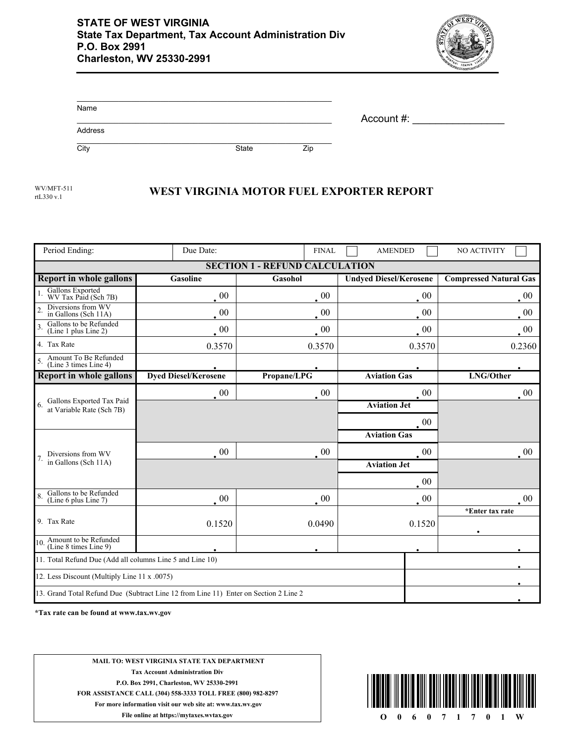**STATE OF WEST VIRGINIA**
**State Tax Department, Tax Account Administration Div**
**P.O. Box 2991**
**Charleston, WV 25330-2991**

Name ______________________________

Address ______________________________

City ______________ State ______ Zip ______

Account #: ________________

WV/MFT-511
rtL330 v.1

# WEST VIRGINIA MOTOR FUEL EXPORTER REPORT

| Period Ending: | Due Date: | FINAL ☐ | AMENDED ☐ | NO ACTIVITY ☐ |
|---|---|---|---|---|

**SECTION 1 - REFUND CALCULATION**

| Report in whole gallons | Gasoline | Gasohol | Undyed Diesel/Kerosene | Compressed Natural Gas |
|---|---|---|---|---|
| 1. Gallons Exported WV Tax Paid (Sch 7B) | .00 | .00 | .00 | .00 |
| 2. Diversions from WV in Gallons (Sch 11A) | .00 | .00 | .00 | .00 |
| 3. Gallons to be Refunded (Line 1 plus Line 2) | .00 | .00 | .00 | .00 |
| 4. Tax Rate | 0.3570 | 0.3570 | 0.3570 | 0.2360 |
| 5. Amount To Be Refunded (Line 3 times Line 4) | . | . | . | . |

| Report in whole gallons | Dyed Diesel/Kerosene | Propane/LPG | Aviation Gas | LNG/Other |
|---|---|---|---|---|
| 6. Gallons Exported Tax Paid at Variable Rate (Sch 7B) | .00 | .00 | .00 | .00 |
| | | | Aviation Jet | |
| | | | .00 | |
| | | | Aviation Gas | |
| 7. Diversions from WV in Gallons (Sch 11A) | .00 | .00 | .00 | .00 |
| | | | Aviation Jet | |
| | | | .00 | |
| 8. Gallons to be Refunded (Line 6 plus Line 7) | .00 | .00 | .00 | .00 |
| 9. Tax Rate | 0.1520 | 0.0490 | 0.1520 | *Enter tax rate . |
| 10. Amount to be Refunded (Line 8 times Line 9) | . | . | . | . |

| | |
|---|---|
| 11. Total Refund Due (Add all columns Line 5 and Line 10) | . |
| 12. Less Discount (Multiply Line 11 x .0075) | . |
| 13. Grand Total Refund Due (Subtract Line 12 from Line 11) Enter on Section 2 Line 2 | . |

*Tax rate can be found at www.tax.wv.gov

MAIL TO: WEST VIRGINIA STATE TAX DEPARTMENT
Tax Account Administration Div
P.O. Box 2991, Charleston, WV 25330-2991
FOR ASSISTANCE CALL (304) 558-3333 TOLL FREE (800) 982-8297
For more information visit our web site at: www.tax.wv.gov
File online at https://mytaxes.wvtax.gov

O 0 6 0 7 1 7 0 1 W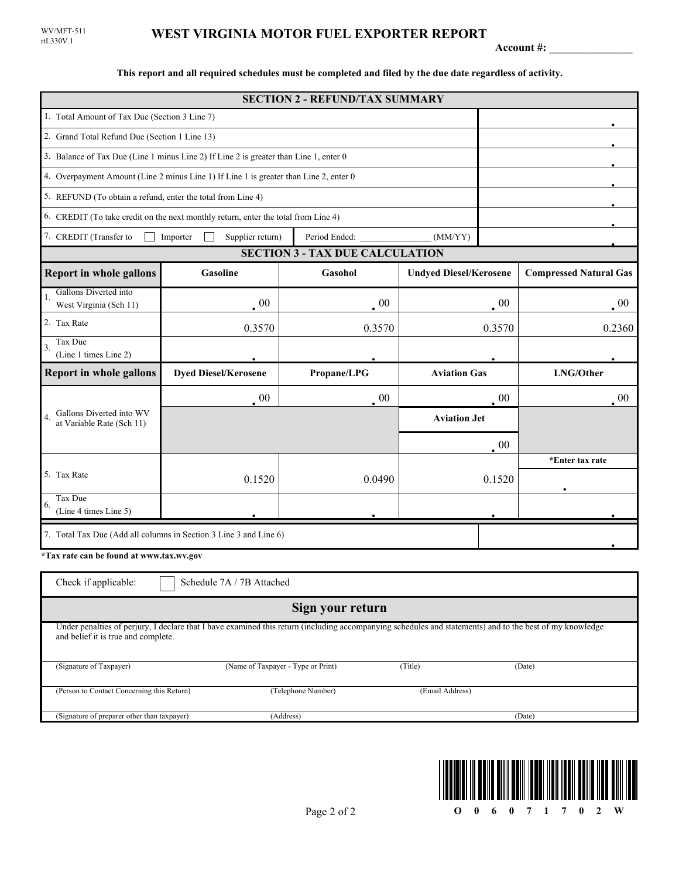WV/MFT-511
rtL330V.1

# WEST VIRGINIA MOTOR FUEL EXPORTER REPORT

**Account #:** _______________

**This report and all required schedules must be completed and filed by the due date regardless of activity.**

## SECTION 2 - REFUND/TAX SUMMARY

| | |
|---|---|
| 1. Total Amount of Tax Due (Section 3 Line 7) | . |
| 2. Grand Total Refund Due (Section 1 Line 13) | . |
| 3. Balance of Tax Due (Line 1 minus Line 2) If Line 2 is greater than Line 1, enter 0 | . |
| 4. Overpayment Amount (Line 2 minus Line 1) If Line 1 is greater than Line 2, enter 0 | . |
| 5. REFUND (To obtain a refund, enter the total from Line 4) | . |
| 6. CREDIT (To take credit on the next monthly return, enter the total from Line 4) | . |
| 7. CREDIT (Transfer to ☐ Importer ☐ Supplier return) Period Ended: _______________ (MM/YY) | . |

## SECTION 3 - TAX DUE CALCULATION

| Report in whole gallons | Gasoline | Gasohol | Undyed Diesel/Kerosene | Compressed Natural Gas |
|---|---|---|---|---|
| 1. Gallons Diverted into West Virginia (Sch 11) | .00 | .00 | .00 | .00 |
| 2. Tax Rate | 0.3570 | 0.3570 | 0.3570 | 0.2360 |
| 3. Tax Due (Line 1 times Line 2) | . | . | . | . |
| **Report in whole gallons** | **Dyed Diesel/Kerosene** | **Propane/LPG** | **Aviation Gas** | **LNG/Other** |
| 4. Gallons Diverted into WV at Variable Rate (Sch 11) | .00 | .00 | .00 | .00 |
| | | | **Aviation Jet** | |
| | | | .00 | |
| 5. Tax Rate | 0.1520 | 0.0490 | 0.1520 | *Enter tax rate . |
| 6. Tax Due (Line 4 times Line 5) | . | . | . | . |
| 7. Total Tax Due (Add all columns in Section 3 Line 3 and Line 6) | | | | . |

*Tax rate can be found at www.tax.wv.gov

Check if applicable: ☐ Schedule 7A / 7B Attached

## Sign your return

Under penalties of perjury, I declare that I have examined this return (including accompanying schedules and statements) and to the best of my knowledge and belief it is true and complete.

(Signature of Taxpayer) (Name of Taxpayer - Type or Print) (Title) (Date)

(Person to Contact Concerning this Return) (Telephone Number) (Email Address)

(Signature of preparer other than taxpayer) (Address) (Date)

O 0 6 0 7 1 7 0 2 W